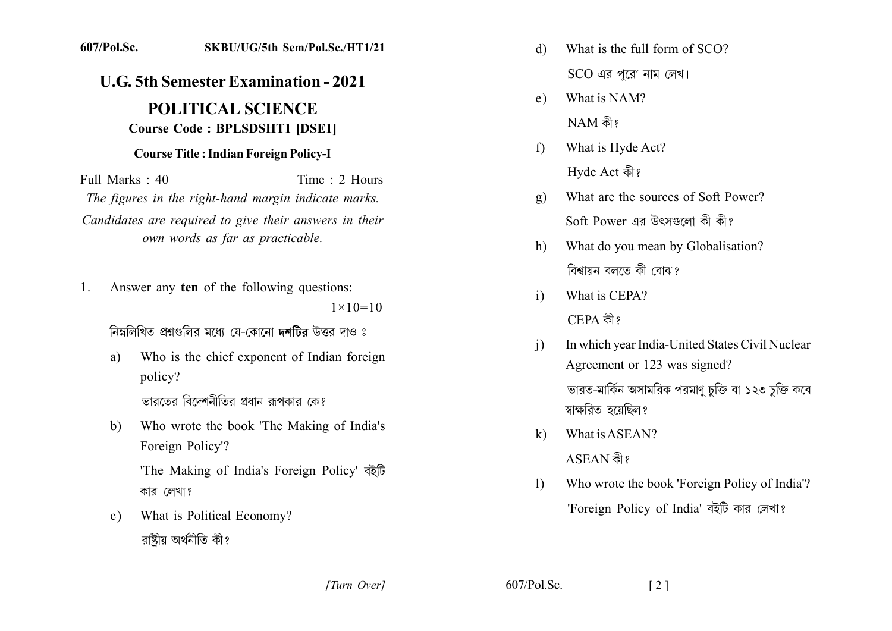607/Pol.Sc. SKBU/UG/5th Sem/Pol.Sc./HT1/21

# U.G. 5th Semester Examination - 2021

## POLITICAL SCIENCE

**Course Code : BPLSDSHT1 [DSE1]**

**Course Title : Indian Foreign Policy-I**

Full Marks : 40 Time : 2 Hours

*The figures in the right-hand margin indicate marks.*

*Candidates are required to give their answers in their own words as far as practicable.*

1. Answer any **ten** of the following questions: $1\times10=10$

   নিম্নলিখিত প্রশ্নগুলির মধ্যে যে-কোনো **দশটির** উত্তর দাও ঃ

   a) Who is the chief exponent of Indian foreign policy?

      ভারতের বিদেশনীতির প্রধান রূপকার কে?

   b) Who wrote the book 'The Making of India's Foreign Policy'?

      'The Making of India's Foreign Policy' বইটি কার লেখা?

   c) What is Political Economy?

      রাষ্ট্রীয় অর্থনীতি কী?

   d) What is the full form of SCO?

      SCO এর পুরো নাম লেখ।

   e) What is NAM?

      NAM কী?

   f) What is Hyde Act?

      Hyde Act কী?

   g) What are the sources of Soft Power?

      Soft Power এর উৎসগুলো কী কী?

   h) What do you mean by Globalisation?

      বিশ্বায়ন বলতে কী বোঝ?

   i) What is CEPA?

      CEPA কী?

   j) In which year India-United States Civil Nuclear Agreement or 123 was signed?

      ভারত-মার্কিন অসামরিক পরমাণু চুক্তি বা ১২৩ চুক্তি কবে স্বাক্ষরিত হয়েছিল?

   k) What is ASEAN?

      ASEAN কী?

   l) Who wrote the book 'Foreign Policy of India'?

      'Foreign Policy of India' বইটি কার লেখা?

*[Turn Over]*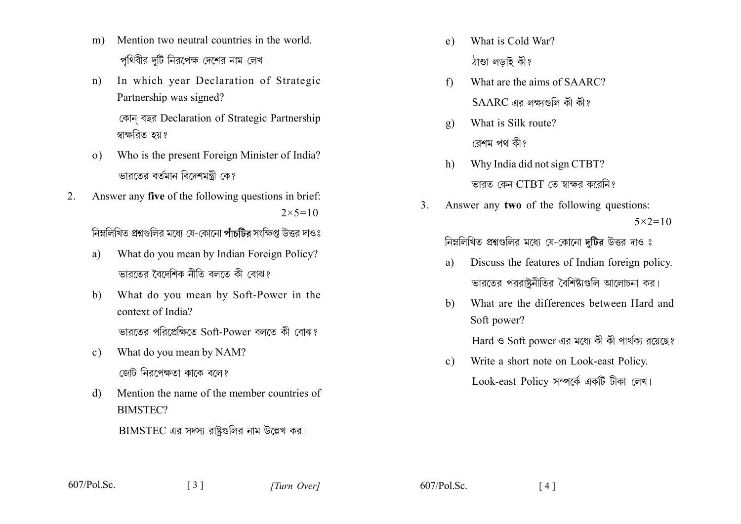m) Mention two neutral countries in the world.

পৃথিবীর দুটি নিরপেক্ষ দেশের নাম লেখ।

n) In which year Declaration of Strategic Partnership was signed?

কোন্ বছর Declaration of Strategic Partnership স্বাক্ষরিত হয়?

o) Who is the present Foreign Minister of India?

ভারতের বর্তমান বিদেশমন্ত্রী কে?

2. Answer any **five** of the following questions in brief: $2\times5=10$

নিম্নলিখিত প্রশ্নগুলির মধ্যে যে-কোনো **পাঁচটির** সংক্ষিপ্ত উত্তর দাওঃ

a) What do you mean by Indian Foreign Policy?

ভারতের বৈদেশিক নীতি বলতে কী বোঝ?

b) What do you mean by Soft-Power in the context of India?

ভারতের পরিপ্রেক্ষিতে Soft-Power বলতে কী বোঝ?

c) What do you mean by NAM?

জোট নিরপেক্ষতা কাকে বলে?

d) Mention the name of the member countries of BIMSTEC?

BIMSTEC এর সদস্য রাষ্ট্রগুলির নাম উল্লেখ কর।

e) What is Cold War?

ঠাণ্ডা লড়াই কী?

f) What are the aims of SAARC?

SAARC এর লক্ষ্যগুলি কী কী?

g) What is Silk route?

রেশম পথ কী?

h) Why India did not sign CTBT?

ভারত কেন CTBT তে স্বাক্ষর করেনি?

3. Answer any **two** of the following questions: $5\times2=10$

নিম্নলিখিত প্রশ্নগুলির মধ্যে যে-কোনো **দুটির** উত্তর দাও ঃ

a) Discuss the features of Indian foreign policy.

ভারতের পররাষ্ট্রনীতির বৈশিষ্ট্যগুলি আলোচনা কর।

b) What are the differences between Hard and Soft power?

Hard ও Soft power এর মধ্যে কী কী পার্থক্য রয়েছে?

c) Write a short note on Look-east Policy.

Look-east Policy সম্পর্কে একটি টীকা লেখ।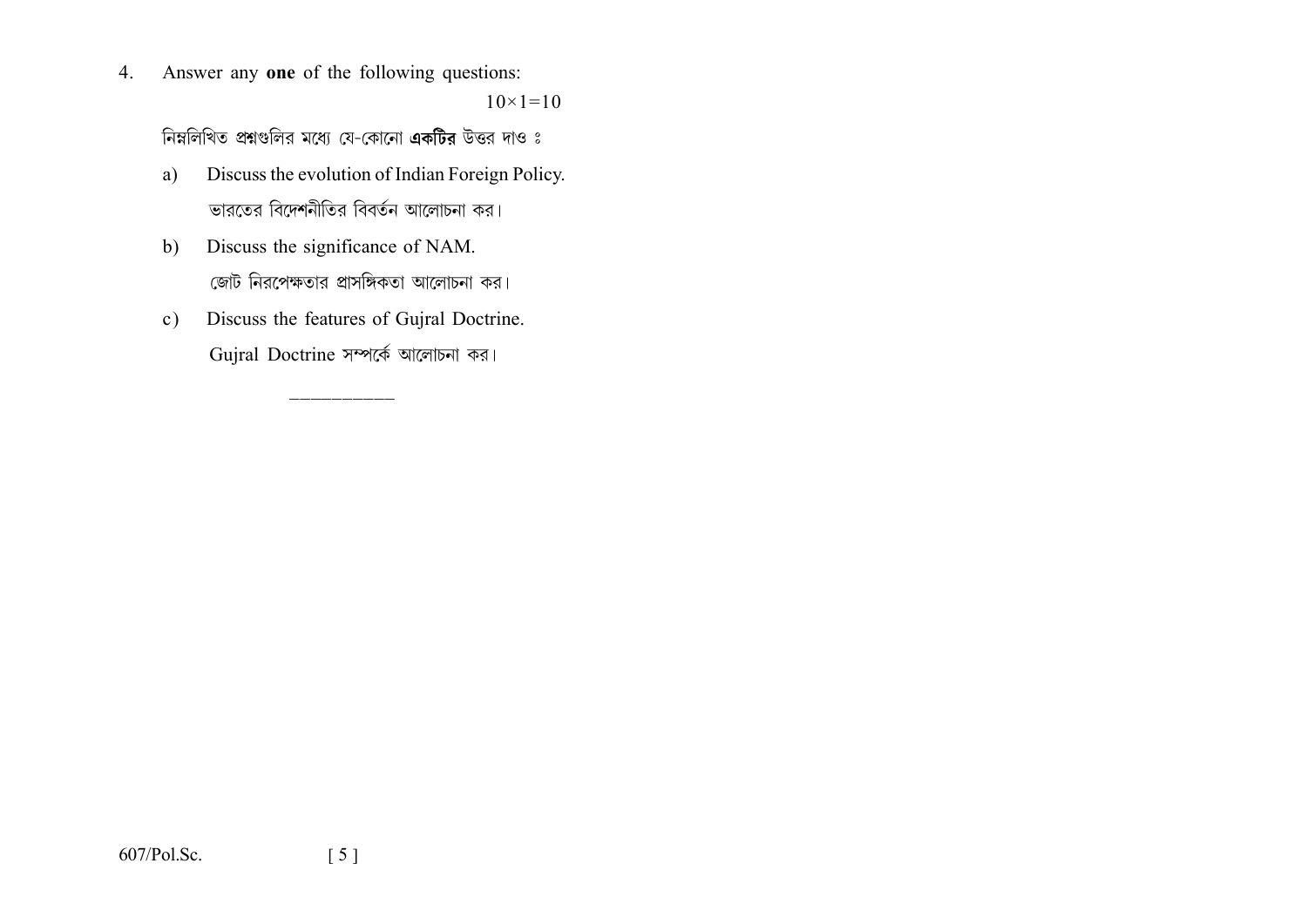4. Answer any **one** of the following questions:

$10 \times 1 = 10$

নিম্নলিখিত প্রশ্নগুলির মধ্যে যে-কোনো **একটির** উত্তর দাও ঃ

a) Discuss the evolution of Indian Foreign Policy.

ভারতের বিদেশনীতির বিবর্তন আলোচনা কর।

b) Discuss the significance of NAM.

জোট নিরপেক্ষতার প্রাসঙ্গিকতা আলোচনা কর।

c) Discuss the features of Gujral Doctrine.

Gujral Doctrine সম্পর্কে আলোচনা কর।

———————